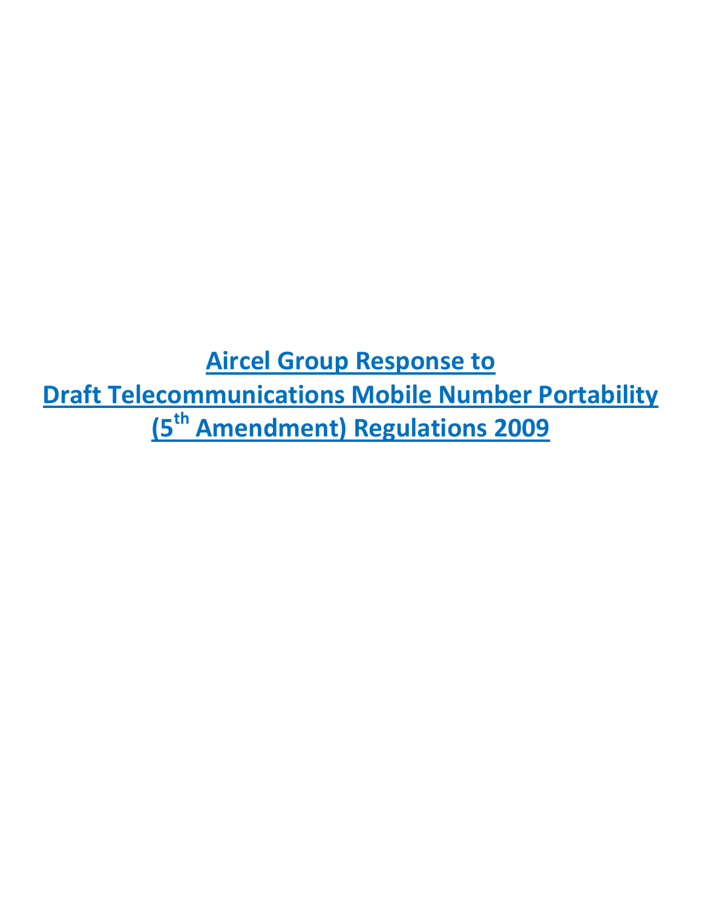# Aircel Group Response to Draft Telecommunications Mobile Number Portability ($5^{th}$ Amendment) Regulations 2009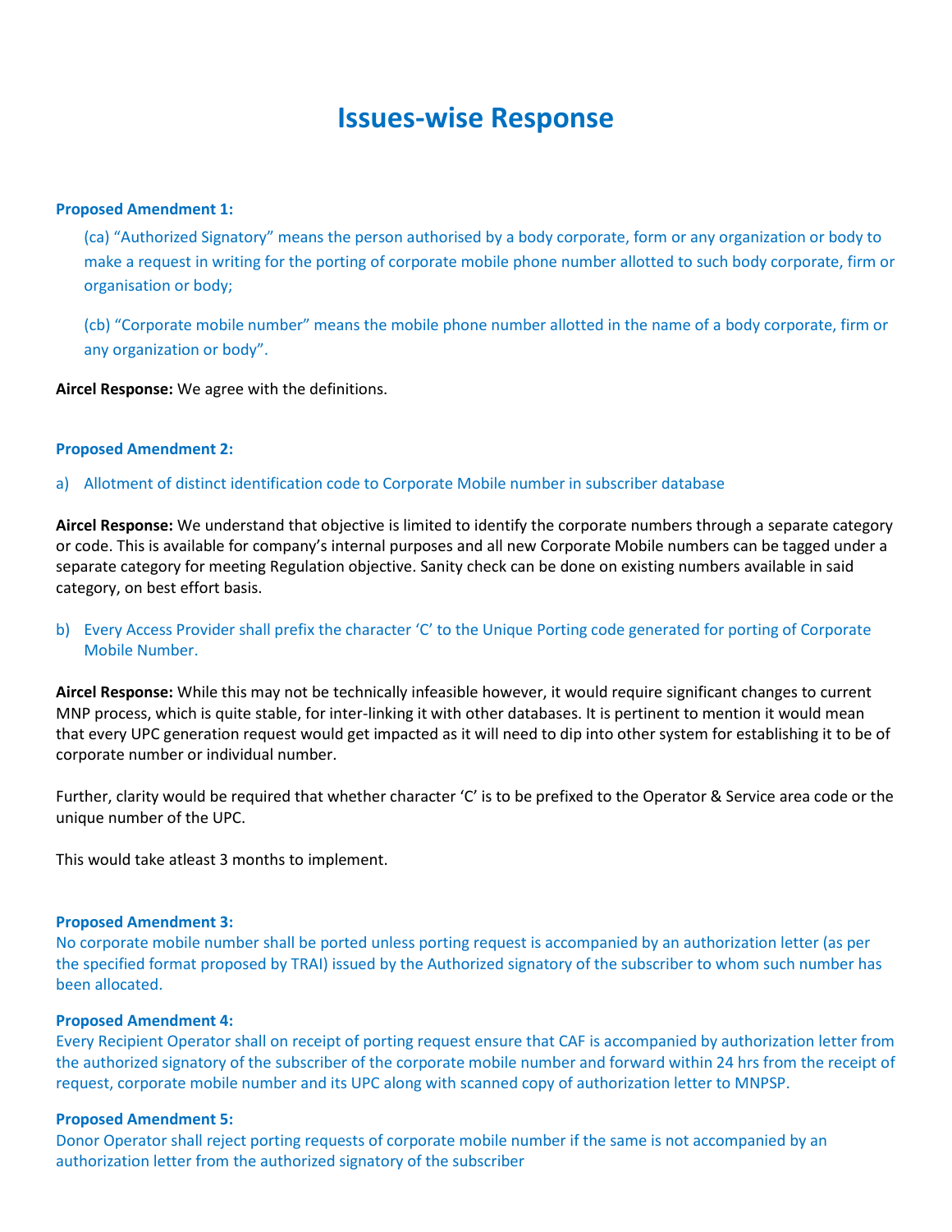# Issues-wise Response

**Proposed Amendment 1:**

> (ca) "Authorized Signatory" means the person authorised by a body corporate, form or any organization or body to make a request in writing for the porting of corporate mobile phone number allotted to such body corporate, firm or organisation or body;
>
> (cb) "Corporate mobile number" means the mobile phone number allotted in the name of a body corporate, firm or any organization or body".

**Aircel Response:** We agree with the definitions.

**Proposed Amendment 2:**

a) Allotment of distinct identification code to Corporate Mobile number in subscriber database

**Aircel Response:** We understand that objective is limited to identify the corporate numbers through a separate category or code. This is available for company's internal purposes and all new Corporate Mobile numbers can be tagged under a separate category for meeting Regulation objective. Sanity check can be done on existing numbers available in said category, on best effort basis.

b) Every Access Provider shall prefix the character 'C' to the Unique Porting code generated for porting of Corporate Mobile Number.

**Aircel Response:** While this may not be technically infeasible however, it would require significant changes to current MNP process, which is quite stable, for inter-linking it with other databases. It is pertinent to mention it would mean that every UPC generation request would get impacted as it will need to dip into other system for establishing it to be of corporate number or individual number.

Further, clarity would be required that whether character 'C' is to be prefixed to the Operator & Service area code or the unique number of the UPC.

This would take atleast 3 months to implement.

**Proposed Amendment 3:**

No corporate mobile number shall be ported unless porting request is accompanied by an authorization letter (as per the specified format proposed by TRAI) issued by the Authorized signatory of the subscriber to whom such number has been allocated.

**Proposed Amendment 4:**

Every Recipient Operator shall on receipt of porting request ensure that CAF is accompanied by authorization letter from the authorized signatory of the subscriber of the corporate mobile number and forward within 24 hrs from the receipt of request, corporate mobile number and its UPC along with scanned copy of authorization letter to MNPSP.

**Proposed Amendment 5:**

Donor Operator shall reject porting requests of corporate mobile number if the same is not accompanied by an authorization letter from the authorized signatory of the subscriber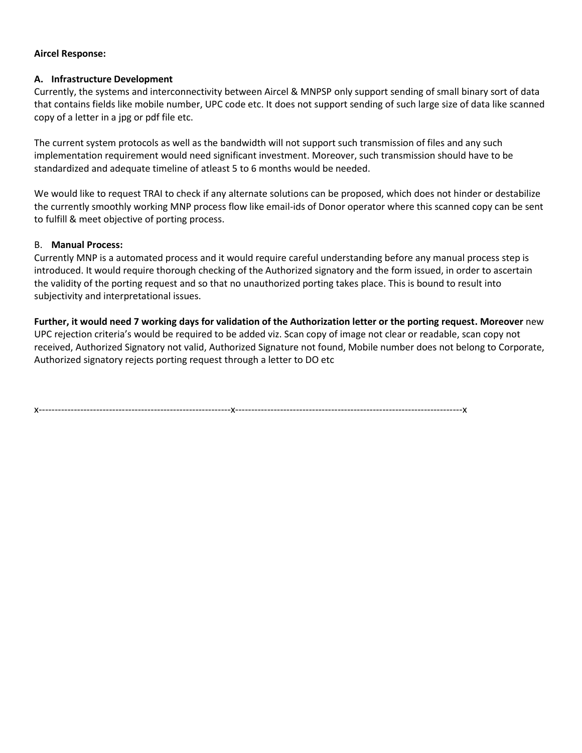**Aircel Response:**

**A. Infrastructure Development**

Currently, the systems and interconnectivity between Aircel & MNPSP only support sending of small binary sort of data that contains fields like mobile number, UPC code etc. It does not support sending of such large size of data like scanned copy of a letter in a jpg or pdf file etc.

The current system protocols as well as the bandwidth will not support such transmission of files and any such implementation requirement would need significant investment. Moreover, such transmission should have to be standardized and adequate timeline of atleast 5 to 6 months would be needed.

We would like to request TRAI to check if any alternate solutions can be proposed, which does not hinder or destabilize the currently smoothly working MNP process flow like email-ids of Donor operator where this scanned copy can be sent to fulfill & meet objective of porting process.

B. **Manual Process:**

Currently MNP is a automated process and it would require careful understanding before any manual process step is introduced. It would require thorough checking of the Authorized signatory and the form issued, in order to ascertain the validity of the porting request and so that no unauthorized porting takes place. This is bound to result into subjectivity and interpretational issues.

**Further, it would need 7 working days for validation of the Authorization letter or the porting request. Moreover** new UPC rejection criteria's would be required to be added viz. Scan copy of image not clear or readable, scan copy not received, Authorized Signatory not valid, Authorized Signature not found, Mobile number does not belong to Corporate, Authorized signatory rejects porting request through a letter to DO etc

x------------------------------------------------------------x------------------------------------------------------------------------x